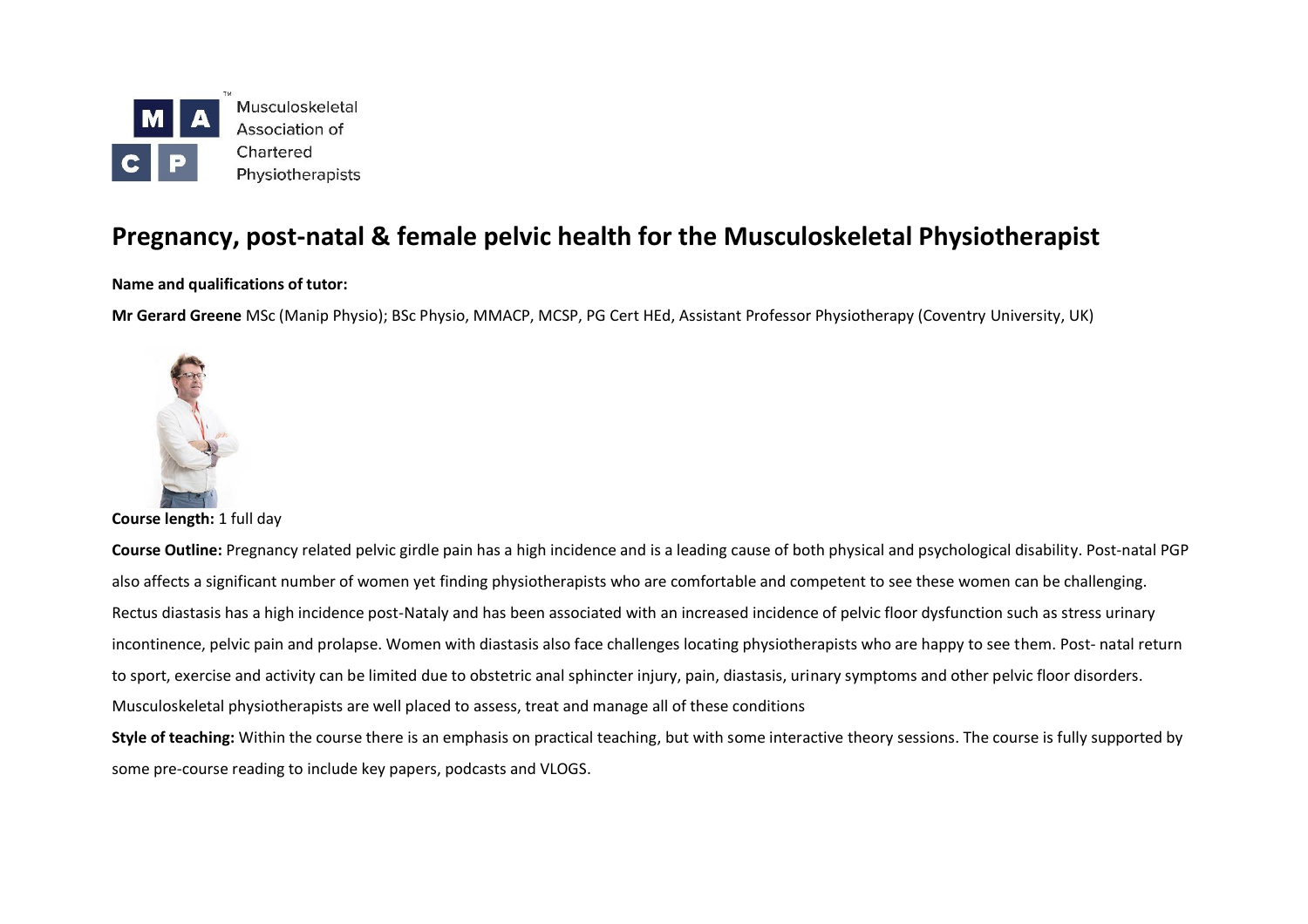Musculoskeletal Association of Chartered Physiotherapists

# Pregnancy, post-natal & female pelvic health for the Musculoskeletal Physiotherapist

**Name and qualifications of tutor:**

**Mr Gerard Greene** MSc (Manip Physio); BSc Physio, MMACP, MCSP, PG Cert HEd, Assistant Professor Physiotherapy (Coventry University, UK)

**Course length:** 1 full day

**Course Outline:** Pregnancy related pelvic girdle pain has a high incidence and is a leading cause of both physical and psychological disability. Post-natal PGP also affects a significant number of women yet finding physiotherapists who are comfortable and competent to see these women can be challenging. Rectus diastasis has a high incidence post-Nataly and has been associated with an increased incidence of pelvic floor dysfunction such as stress urinary incontinence, pelvic pain and prolapse. Women with diastasis also face challenges locating physiotherapists who are happy to see them. Post- natal return to sport, exercise and activity can be limited due to obstetric anal sphincter injury, pain, diastasis, urinary symptoms and other pelvic floor disorders. Musculoskeletal physiotherapists are well placed to assess, treat and manage all of these conditions

**Style of teaching:** Within the course there is an emphasis on practical teaching, but with some interactive theory sessions. The course is fully supported by some pre-course reading to include key papers, podcasts and VLOGS.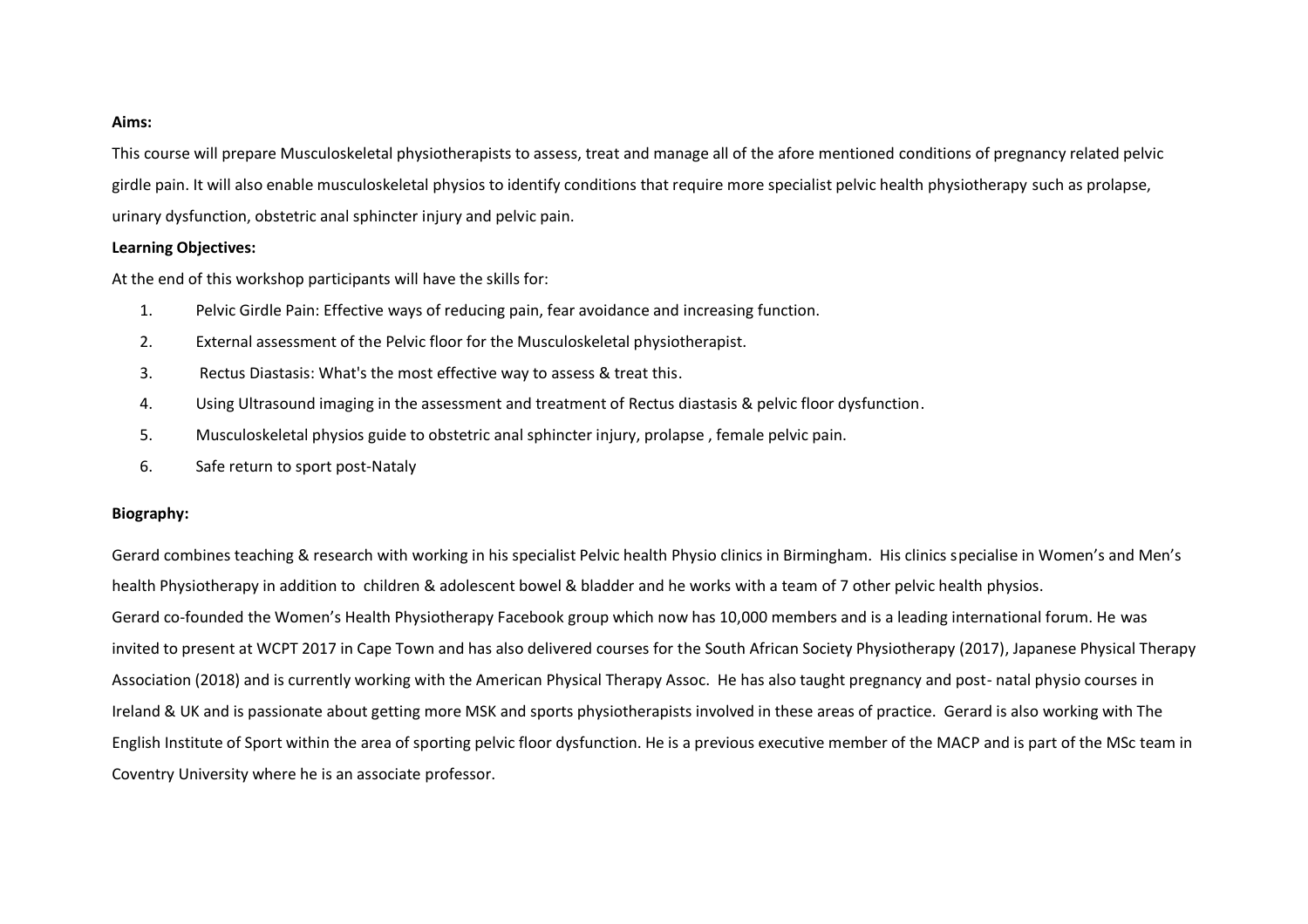**Aims:**

This course will prepare Musculoskeletal physiotherapists to assess, treat and manage all of the afore mentioned conditions of pregnancy related pelvic girdle pain. It will also enable musculoskeletal physios to identify conditions that require more specialist pelvic health physiotherapy such as prolapse, urinary dysfunction, obstetric anal sphincter injury and pelvic pain.

**Learning Objectives:**

At the end of this workshop participants will have the skills for:

1. Pelvic Girdle Pain: Effective ways of reducing pain, fear avoidance and increasing function.
2. External assessment of the Pelvic floor for the Musculoskeletal physiotherapist.
3. Rectus Diastasis: What's the most effective way to assess & treat this.
4. Using Ultrasound imaging in the assessment and treatment of Rectus diastasis & pelvic floor dysfunction.
5. Musculoskeletal physios guide to obstetric anal sphincter injury, prolapse , female pelvic pain.
6. Safe return to sport post-Nataly

**Biography:**

Gerard combines teaching & research with working in his specialist Pelvic health Physio clinics in Birmingham. His clinics specialise in Women's and Men's health Physiotherapy in addition to children & adolescent bowel & bladder and he works with a team of 7 other pelvic health physios.
Gerard co-founded the Women's Health Physiotherapy Facebook group which now has 10,000 members and is a leading international forum. He was invited to present at WCPT 2017 in Cape Town and has also delivered courses for the South African Society Physiotherapy (2017), Japanese Physical Therapy Association (2018) and is currently working with the American Physical Therapy Assoc. He has also taught pregnancy and post- natal physio courses in Ireland & UK and is passionate about getting more MSK and sports physiotherapists involved in these areas of practice. Gerard is also working with The English Institute of Sport within the area of sporting pelvic floor dysfunction. He is a previous executive member of the MACP and is part of the MSc team in Coventry University where he is an associate professor.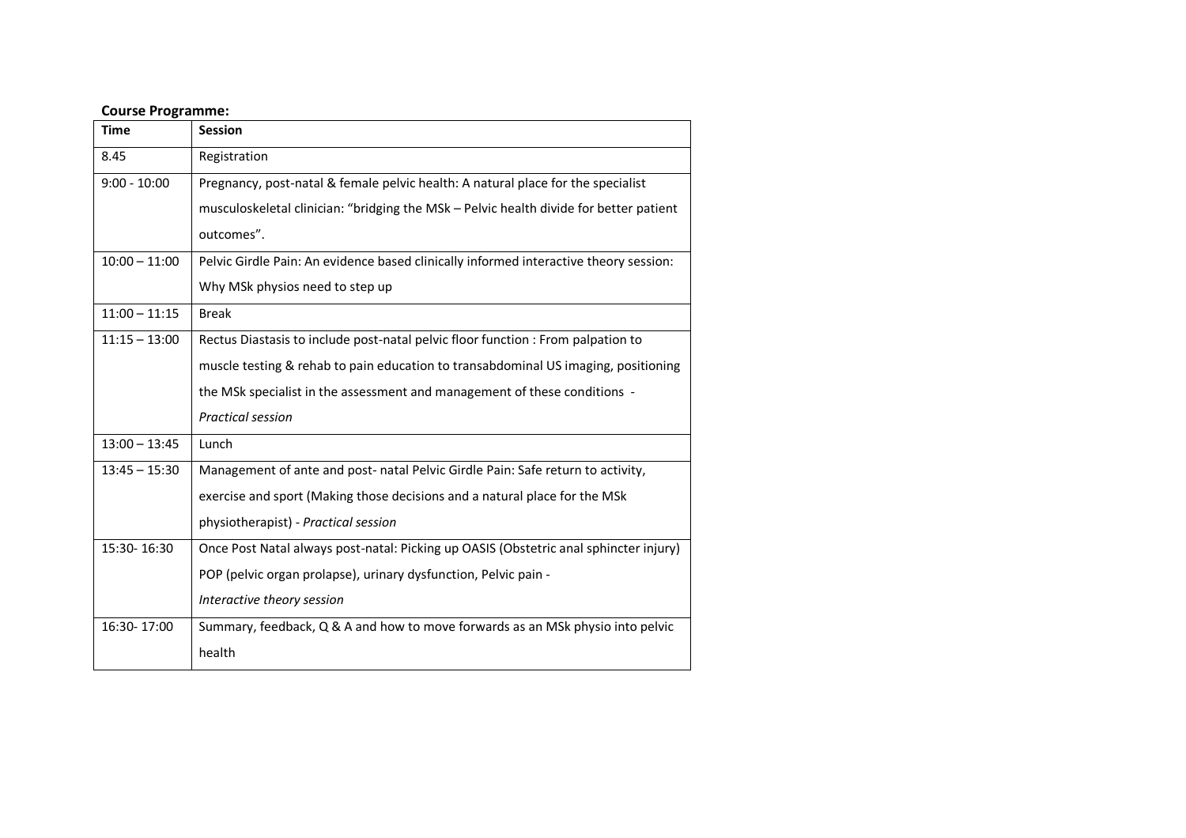**Course Programme:**

| Time | Session |
|---|---|
| 8.45 | Registration |
| 9:00 - 10:00 | Pregnancy, post-natal & female pelvic health: A natural place for the specialist musculoskeletal clinician: "bridging the MSk – Pelvic health divide for better patient outcomes". |
| 10:00 – 11:00 | Pelvic Girdle Pain: An evidence based clinically informed interactive theory session: Why MSk physios need to step up |
| 11:00 – 11:15 | Break |
| 11:15 – 13:00 | Rectus Diastasis to include post-natal pelvic floor function : From palpation to muscle testing & rehab to pain education to transabdominal US imaging, positioning the MSk specialist in the assessment and management of these conditions - *Practical session* |
| 13:00 – 13:45 | Lunch |
| 13:45 – 15:30 | Management of ante and post- natal Pelvic Girdle Pain: Safe return to activity, exercise and sport (Making those decisions and a natural place for the MSk physiotherapist) - *Practical session* |
| 15:30- 16:30 | Once Post Natal always post-natal: Picking up OASIS (Obstetric anal sphincter injury) POP (pelvic organ prolapse), urinary dysfunction, Pelvic pain - *Interactive theory session* |
| 16:30- 17:00 | Summary, feedback, Q & A and how to move forwards as an MSk physio into pelvic health |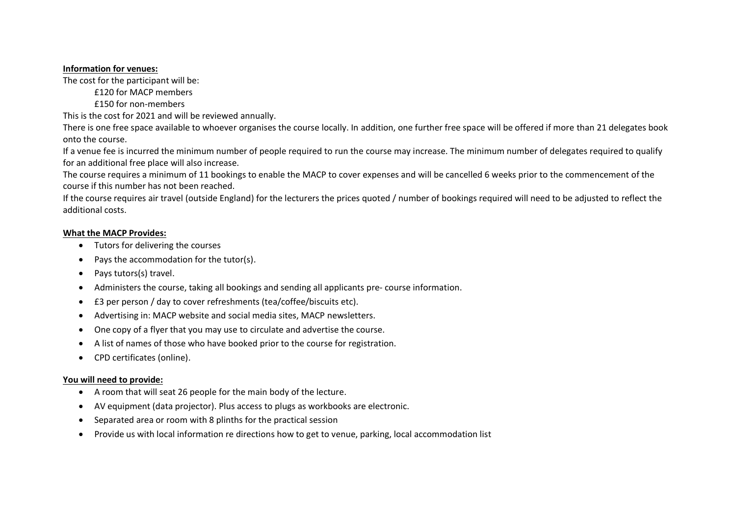**Information for venues:**

The cost for the participant will be:

£120 for MACP members

£150 for non-members

This is the cost for 2021 and will be reviewed annually.

There is one free space available to whoever organises the course locally. In addition, one further free space will be offered if more than 21 delegates book onto the course.

If a venue fee is incurred the minimum number of people required to run the course may increase. The minimum number of delegates required to qualify for an additional free place will also increase.

The course requires a minimum of 11 bookings to enable the MACP to cover expenses and will be cancelled 6 weeks prior to the commencement of the course if this number has not been reached.

If the course requires air travel (outside England) for the lecturers the prices quoted / number of bookings required will need to be adjusted to reflect the additional costs.

**What the MACP Provides:**

- Tutors for delivering the courses
- Pays the accommodation for the tutor(s).
- Pays tutors(s) travel.
- Administers the course, taking all bookings and sending all applicants pre- course information.
- £3 per person / day to cover refreshments (tea/coffee/biscuits etc).
- Advertising in: MACP website and social media sites, MACP newsletters.
- One copy of a flyer that you may use to circulate and advertise the course.
- A list of names of those who have booked prior to the course for registration.
- CPD certificates (online).

**You will need to provide:**

- A room that will seat 26 people for the main body of the lecture.
- AV equipment (data projector). Plus access to plugs as workbooks are electronic.
- Separated area or room with 8 plinths for the practical session
- Provide us with local information re directions how to get to venue, parking, local accommodation list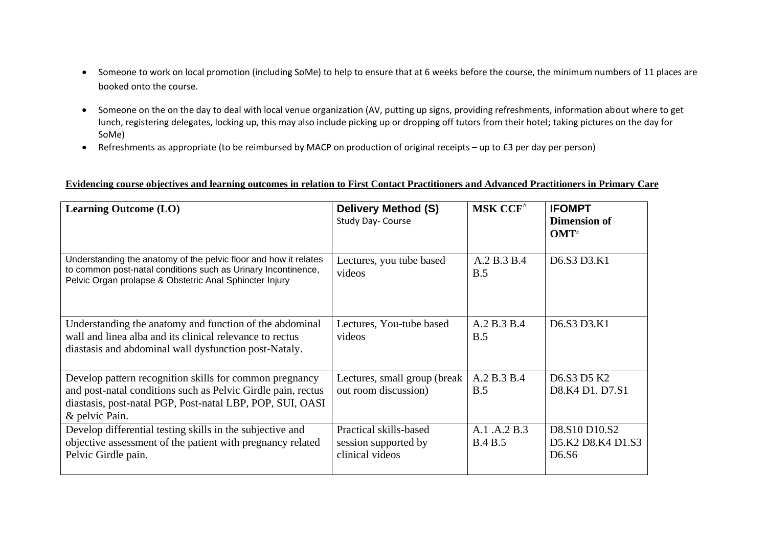- Someone to work on local promotion (including SoMe) to help to ensure that at 6 weeks before the course, the minimum numbers of 11 places are booked onto the course.
- Someone on the on the day to deal with local venue organization (AV, putting up signs, providing refreshments, information about where to get lunch, registering delegates, locking up, this may also include picking up or dropping off tutors from their hotel; taking pictures on the day for SoMe)
- Refreshments as appropriate (to be reimbursed by MACP on production of original receipts – up to £3 per day per person)

**Evidencing course objectives and learning outcomes in relation to First Contact Practitioners and Advanced Practitioners in Primary Care**

| Learning Outcome (LO) | Delivery Method (S) Study Day- Course | MSK CCF^ | IFOMPT Dimension of OMT# |
|---|---|---|---|
| Understanding the anatomy of the pelvic floor and how it relates to common post-natal conditions such as Urinary Incontinence, Pelvic Organ prolapse & Obstetric Anal Sphincter Injury | Lectures, you tube based videos | A.2 B.3 B.4 B.5 | D6.S3 D3.K1 |
| Understanding the anatomy and function of the abdominal wall and linea alba and its clinical relevance to rectus diastasis and abdominal wall dysfunction post-Nataly. | Lectures, You-tube based videos | A.2 B.3 B.4 B.5 | D6.S3 D3.K1 |
| Develop pattern recognition skills for common pregnancy and post-natal conditions such as Pelvic Girdle pain, rectus diastasis, post-natal PGP, Post-natal LBP, POP, SUI, OASI & pelvic Pain. | Lectures, small group (break out room discussion) | A.2 B.3 B.4 B.5 | D6.S3 D5 K2 D8.K4 D1. D7.S1 |
| Develop differential testing skills in the subjective and objective assessment of the patient with pregnancy related Pelvic Girdle pain. | Practical skills-based session supported by clinical videos | A.1 .A.2 B.3 B.4 B.5 | D8.S10 D10.S2 D5.K2 D8.K4 D1.S3 D6.S6 |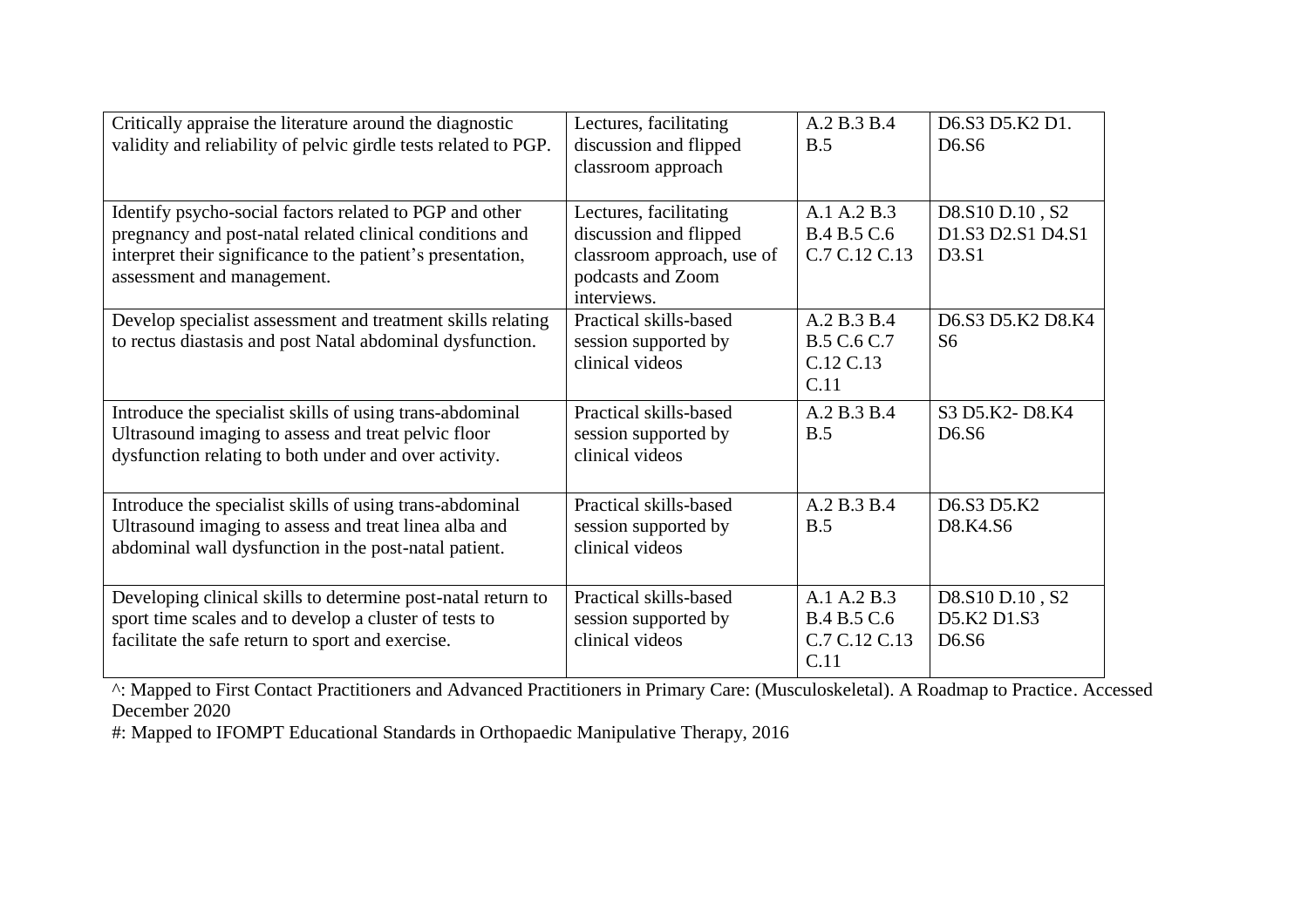| | | | |
|---|---|---|---|
| Critically appraise the literature around the diagnostic validity and reliability of pelvic girdle tests related to PGP. | Lectures, facilitating discussion and flipped classroom approach | A.2 B.3 B.4 B.5 | D6.S3 D5.K2 D1. D6.S6 |
| Identify psycho-social factors related to PGP and other pregnancy and post-natal related clinical conditions and interpret their significance to the patient's presentation, assessment and management. | Lectures, facilitating discussion and flipped classroom approach, use of podcasts and Zoom interviews. | A.1 A.2 B.3 B.4 B.5 C.6 C.7 C.12 C.13 | D8.S10 D.10 , S2 D1.S3 D2.S1 D4.S1 D3.S1 |
| Develop specialist assessment and treatment skills relating to rectus diastasis and post Natal abdominal dysfunction. | Practical skills-based session supported by clinical videos | A.2 B.3 B.4 B.5 C.6 C.7 C.12 C.13 C.11 | D6.S3 D5.K2 D8.K4 S6 |
| Introduce the specialist skills of using trans-abdominal Ultrasound imaging to assess and treat pelvic floor dysfunction relating to both under and over activity. | Practical skills-based session supported by clinical videos | A.2 B.3 B.4 B.5 | S3 D5.K2- D8.K4 D6.S6 |
| Introduce the specialist skills of using trans-abdominal Ultrasound imaging to assess and treat linea alba and abdominal wall dysfunction in the post-natal patient. | Practical skills-based session supported by clinical videos | A.2 B.3 B.4 B.5 | D6.S3 D5.K2 D8.K4.S6 |
| Developing clinical skills to determine post-natal return to sport time scales and to develop a cluster of tests to facilitate the safe return to sport and exercise. | Practical skills-based session supported by clinical videos | A.1 A.2 B.3 B.4 B.5 C.6 C.7 C.12 C.13 C.11 | D8.S10 D.10 , S2 D5.K2 D1.S3 D6.S6 |

^: Mapped to First Contact Practitioners and Advanced Practitioners in Primary Care: (Musculoskeletal). A Roadmap to Practice. Accessed December 2020

#: Mapped to IFOMPT Educational Standards in Orthopaedic Manipulative Therapy, 2016